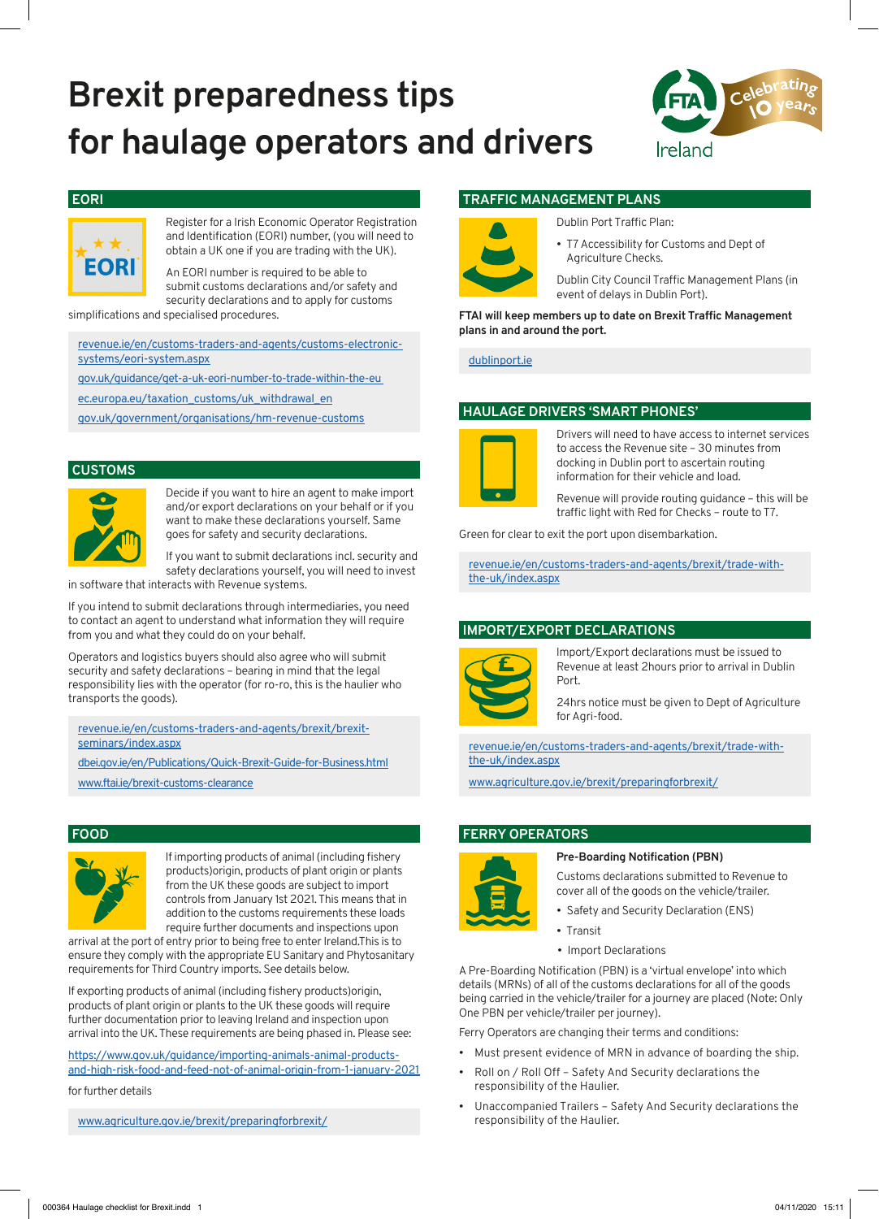# Brexit preparedness tips for haulage operators and drivers

FTA Ireland — Celebrating 10 years

## EORI

Register for a Irish Economic Operator Registration and Identification (EORI) number, (you will need to obtain a UK one if you are trading with the UK).

An EORI number is required to be able to submit customs declarations and/or safety and security declarations and to apply for customs simplifications and specialised procedures.

revenue.ie/en/customs-traders-and-agents/customs-electronic-systems/eori-system.aspx

gov.uk/guidance/get-a-uk-eori-number-to-trade-within-the-eu

ec.europa.eu/taxation_customs/uk_withdrawal_en

gov.uk/government/organisations/hm-revenue-customs

## CUSTOMS

Decide if you want to hire an agent to make import and/or export declarations on your behalf or if you want to make these declarations yourself. Same goes for safety and security declarations.

If you want to submit declarations incl. security and safety declarations yourself, you will need to invest in software that interacts with Revenue systems.

If you intend to submit declarations through intermediaries, you need to contact an agent to understand what information they will require from you and what they could do on your behalf.

Operators and logistics buyers should also agree who will submit security and safety declarations – bearing in mind that the legal responsibility lies with the operator (for ro-ro, this is the haulier who transports the goods).

revenue.ie/en/customs-traders-and-agents/brexit/brexit-seminars/index.aspx

dbei.gov.ie/en/Publications/Quick-Brexit-Guide-for-Business.html

www.ftai.ie/brexit-customs-clearance

## FOOD

If importing products of animal (including fishery products)origin, products of plant origin or plants from the UK these goods are subject to import controls from January 1st 2021. This means that in addition to the customs requirements these loads require further documents and inspections upon arrival at the port of entry prior to being free to enter Ireland.This is to ensure they comply with the appropriate EU Sanitary and Phytosanitary requirements for Third Country imports. See details below.

If exporting products of animal (including fishery products)origin, products of plant origin or plants to the UK these goods will require further documentation prior to leaving Ireland and inspection upon arrival into the UK. These requirements are being phased in. Please see:

https://www.gov.uk/guidance/importing-animals-animal-products-and-high-risk-food-and-feed-not-of-animal-origin-from-1-january-2021

for further details

www.agriculture.gov.ie/brexit/preparingforbrexit/

## TRAFFIC MANAGEMENT PLANS

Dublin Port Traffic Plan:

- T7 Accessibility for Customs and Dept of Agriculture Checks.

Dublin City Council Traffic Management Plans (in event of delays in Dublin Port).

**FTAI will keep members up to date on Brexit Traffic Management plans in and around the port.**

dublinport.ie

## HAULAGE DRIVERS 'SMART PHONES'

Drivers will need to have access to internet services to access the Revenue site – 30 minutes from docking in Dublin port to ascertain routing information for their vehicle and load.

Revenue will provide routing guidance – this will be traffic light with Red for Checks – route to T7.

Green for clear to exit the port upon disembarkation.

revenue.ie/en/customs-traders-and-agents/brexit/trade-with-the-uk/index.aspx

## IMPORT/EXPORT DECLARATIONS

Import/Export declarations must be issued to Revenue at least 2hours prior to arrival in Dublin Port.

24hrs notice must be given to Dept of Agriculture for Agri-food.

revenue.ie/en/customs-traders-and-agents/brexit/trade-with-the-uk/index.aspx

www.agriculture.gov.ie/brexit/preparingforbrexit/

## FERRY OPERATORS

**Pre-Boarding Notification (PBN)**

Customs declarations submitted to Revenue to cover all of the goods on the vehicle/trailer.

- Safety and Security Declaration (ENS)
- Transit
- Import Declarations

A Pre-Boarding Notification (PBN) is a 'virtual envelope' into which details (MRNs) of all of the customs declarations for all of the goods being carried in the vehicle/trailer for a journey are placed (Note: Only One PBN per vehicle/trailer per journey).

Ferry Operators are changing their terms and conditions:

- Must present evidence of MRN in advance of boarding the ship.
- Roll on / Roll Off – Safety And Security declarations the responsibility of the Haulier.
- Unaccompanied Trailers – Safety And Security declarations the responsibility of the Haulier.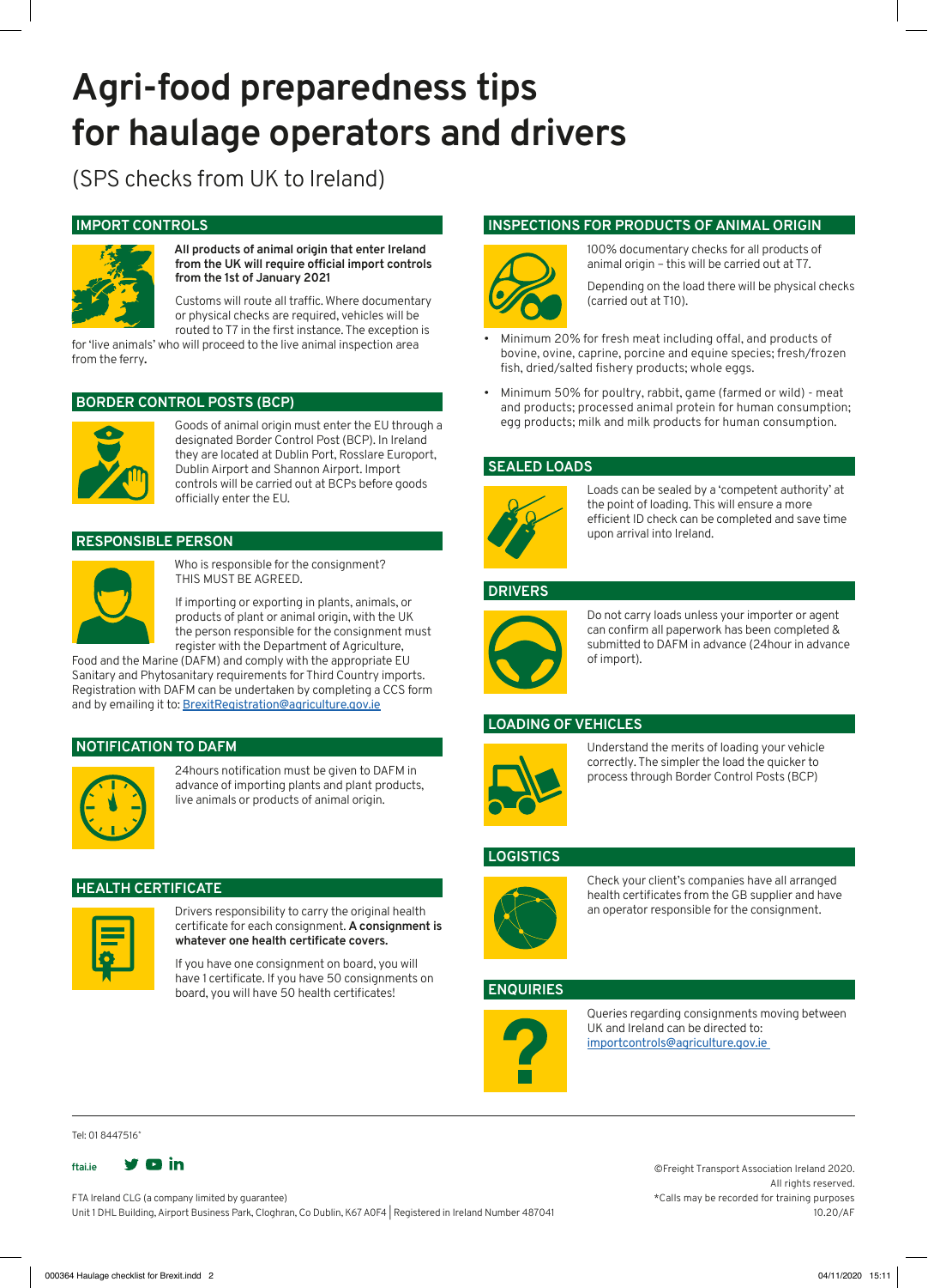# Agri-food preparedness tips for haulage operators and drivers

(SPS checks from UK to Ireland)

## IMPORT CONTROLS

**All products of animal origin that enter Ireland from the UK will require official import controls from the 1st of January 2021**

Customs will route all traffic. Where documentary or physical checks are required, vehicles will be routed to T7 in the first instance. The exception is for 'live animals' who will proceed to the live animal inspection area from the ferry.

## BORDER CONTROL POSTS (BCP)

Goods of animal origin must enter the EU through a designated Border Control Post (BCP). In Ireland they are located at Dublin Port, Rosslare Europort, Dublin Airport and Shannon Airport. Import controls will be carried out at BCPs before goods officially enter the EU.

## RESPONSIBLE PERSON

Who is responsible for the consignment? THIS MUST BE AGREED.

If importing or exporting in plants, animals, or products of plant or animal origin, with the UK the person responsible for the consignment must register with the Department of Agriculture, Food and the Marine (DAFM) and comply with the appropriate EU Sanitary and Phytosanitary requirements for Third Country imports. Registration with DAFM can be undertaken by completing a CCS form and by emailing it to: BrexitRegistration@agriculture.gov.ie

## NOTIFICATION TO DAFM

24hours notification must be given to DAFM in advance of importing plants and plant products, live animals or products of animal origin.

## HEALTH CERTIFICATE

Drivers responsibility to carry the original health certificate for each consignment. **A consignment is whatever one health certificate covers.**

If you have one consignment on board, you will have 1 certificate. If you have 50 consignments on board, you will have 50 health certificates!

## INSPECTIONS FOR PRODUCTS OF ANIMAL ORIGIN

100% documentary checks for all products of animal origin – this will be carried out at T7.

Depending on the load there will be physical checks (carried out at T10).

- Minimum 20% for fresh meat including offal, and products of bovine, ovine, caprine, porcine and equine species; fresh/frozen fish, dried/salted fishery products; whole eggs.
- Minimum 50% for poultry, rabbit, game (farmed or wild) - meat and products; processed animal protein for human consumption; egg products; milk and milk products for human consumption.

## SEALED LOADS

Loads can be sealed by a 'competent authority' at the point of loading. This will ensure a more efficient ID check can be completed and save time upon arrival into Ireland.

## DRIVERS

Do not carry loads unless your importer or agent can confirm all paperwork has been completed & submitted to DAFM in advance (24hour in advance of import).

## LOADING OF VEHICLES

Understand the merits of loading your vehicle correctly. The simpler the load the quicker to process through Border Control Posts (BCP)

## LOGISTICS

Check your client's companies have all arranged health certificates from the GB supplier and have an operator responsible for the consignment.

## ENQUIRIES

Queries regarding consignments moving between UK and Ireland can be directed to: importcontrols@agriculture.gov.ie

---

Tel: 01 8447516*

ftai.ie

FTA Ireland CLG (a company limited by guarantee)
Unit 1 DHL Building, Airport Business Park, Cloghran, Co Dublin, K67 A0F4 | Registered in Ireland Number 487041

©Freight Transport Association Ireland 2020.
All rights reserved.
*Calls may be recorded for training purposes
10.20/AF